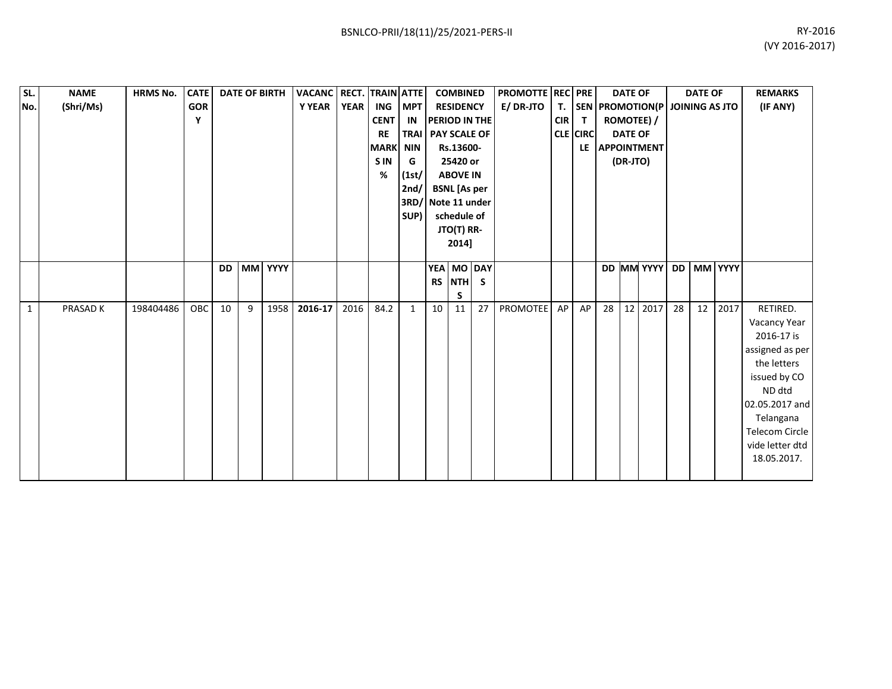BSNLCO-PRII/18(11)/25/2021-PERS-II

RY-2016
(VY 2016-2017)

| SL. No. | NAME (Shri/Ms) | HRMS No. | CATEGORY | DATE OF BIRTH | | | VACANCY YEAR | RECT. YEAR | TRAINING CENTRE MARKS IN % | ATTEMPT IN TRAINING (1st/ 2nd/ 3RD/ SUP) | COMBINED RESIDENCY PERIOD IN THE PAY SCALE OF Rs.13600-25420 or ABOVE IN BSNL [As per Note 11 under schedule of JTO(T) RR-2014] | | | PROMOTTEE/ DR-JTO | RECT. CIRCLE | PRESENT CIRCLE | DATE OF PROMOTION(PROMOTEE) / DATE OF APPOINTMENT (DR-JTO) | | | DATE OF JOINING AS JTO | | | REMARKS (IF ANY) |
|---|---|---|---|---|---|---|---|---|---|---|---|---|---|---|---|---|---|---|---|---|---|---|---|
| | | | | DD | MM | YYYY | | | | | YEARS | MONTHS | DAYS | | | | DD | MM | YYYY | DD | MM | YYYY | |
| 1 | PRASAD K | 198404486 | OBC | 10 | 9 | 1958 | **2016-17** | 2016 | 84.2 | 1 | 10 | 11 | 27 | PROMOTEE | AP | AP | 28 | 12 | 2017 | 28 | 12 | 2017 | RETIRED. Vacancy Year 2016-17 is assigned as per the letters issued by CO ND dtd 02.05.2017 and Telangana Telecom Circle vide letter dtd 18.05.2017. |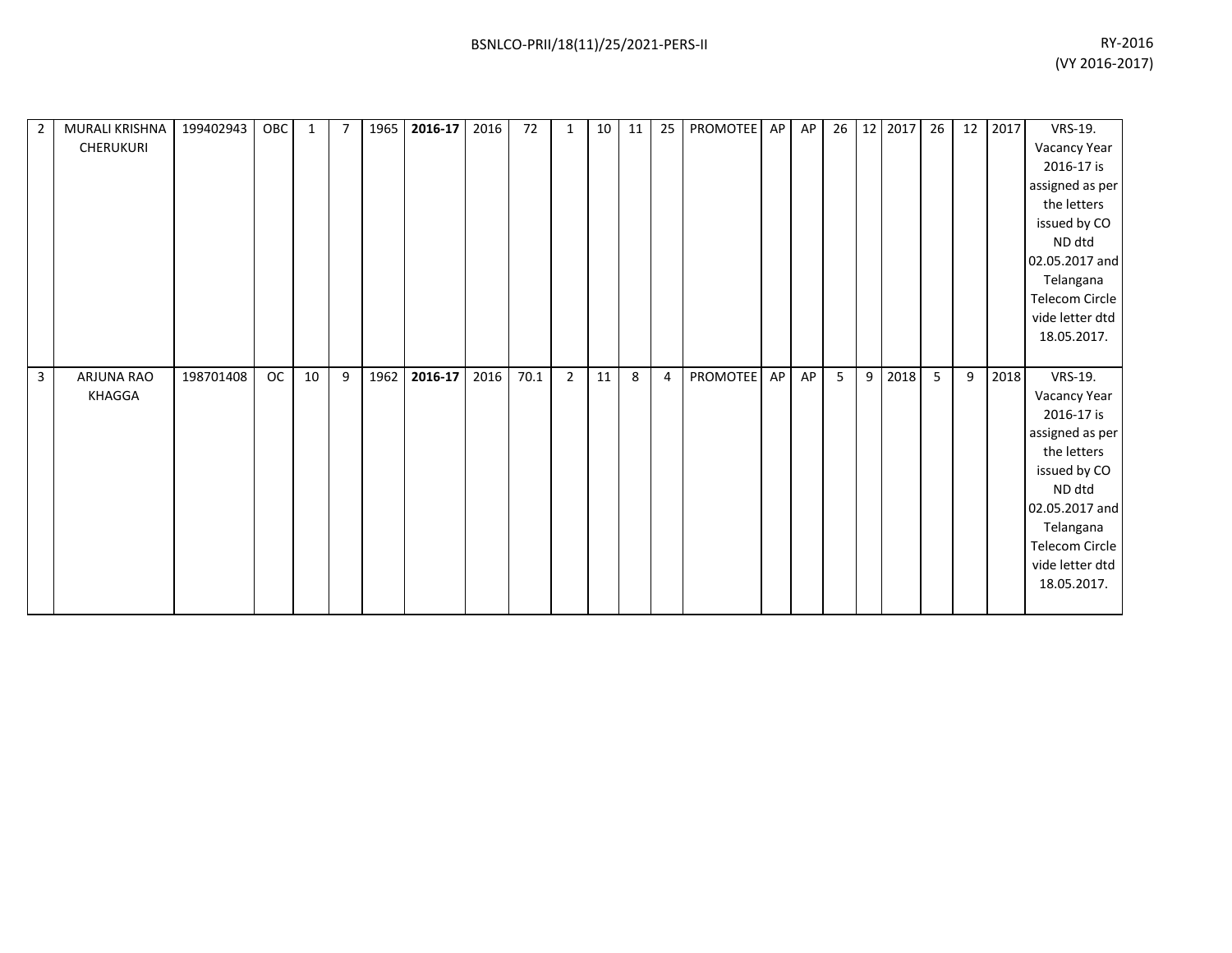| | | | | | | | | | | | | | | | | | | | | | | | |
|---|---|---|---|---|---|---|---|---|---|---|---|---|---|---|---|---|---|---|---|---|---|---|---|
| 2 | MURALI KRISHNA CHERUKURI | 199402943 | OBC | 1 | 7 | 1965 | **2016-17** | 2016 | 72 | 1 | 10 | 11 | 25 | PROMOTEE | AP | AP | 26 | 12 | 2017 | 26 | 12 | 2017 | VRS-19. Vacancy Year 2016-17 is assigned as per the letters issued by CO ND dtd 02.05.2017 and Telangana Telecom Circle vide letter dtd 18.05.2017. |
| 3 | ARJUNA RAO KHAGGA | 198701408 | OC | 10 | 9 | 1962 | **2016-17** | 2016 | 70.1 | 2 | 11 | 8 | 4 | PROMOTEE | AP | AP | 5 | 9 | 2018 | 5 | 9 | 2018 | VRS-19. Vacancy Year 2016-17 is assigned as per the letters issued by CO ND dtd 02.05.2017 and Telangana Telecom Circle vide letter dtd 18.05.2017. |